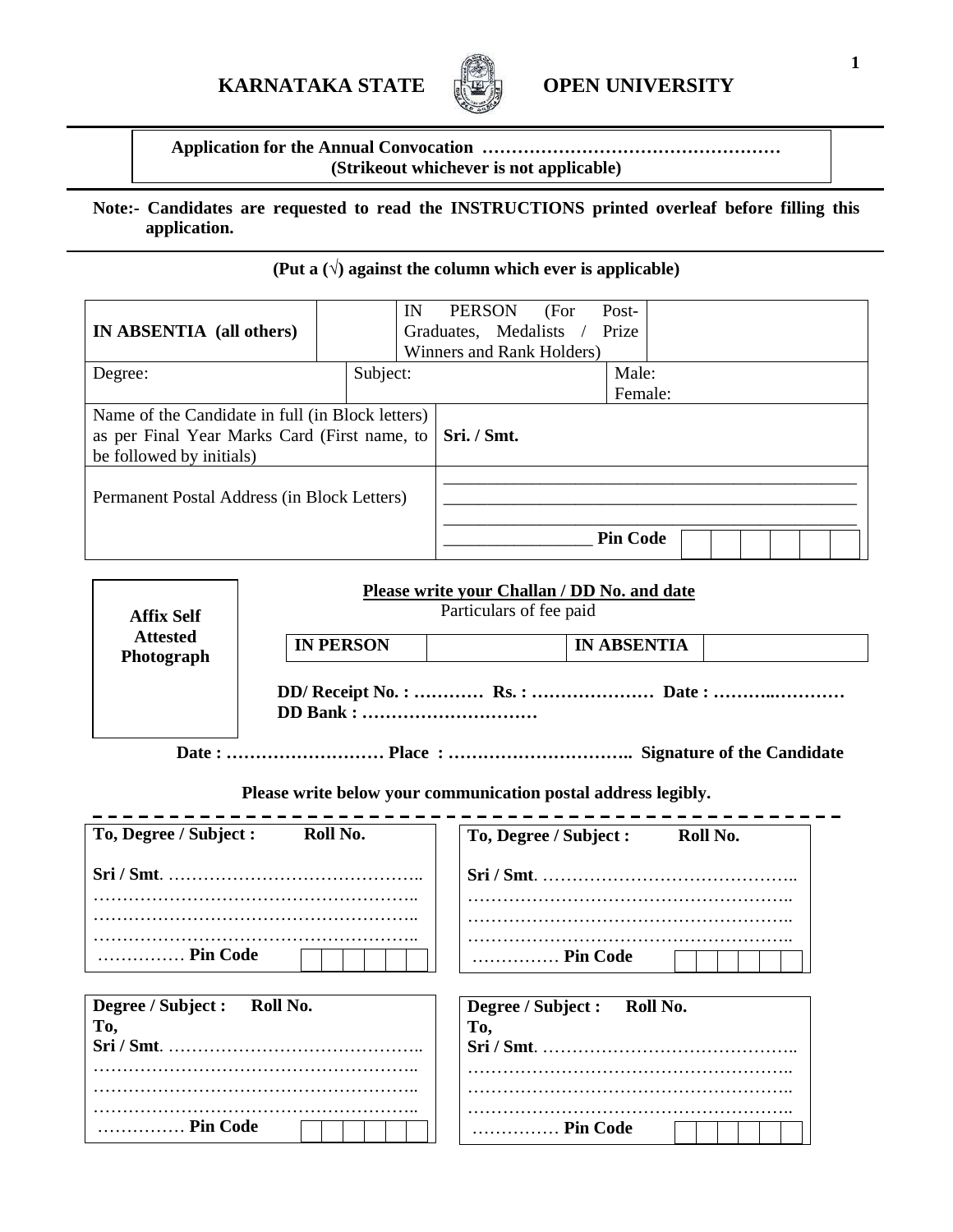# KARNATAKA STATE OPEN UNIVERSITY

**Application for the Annual Convocation ……………………………………………**
**(Strikeout whichever is not applicable)**

**Note:- Candidates are requested to read the INSTRUCTIONS printed overleaf before filling this application.**

**(Put a (√) against the column which ever is applicable)**

| **IN ABSENTIA (all others)** | | IN PERSON (For Post-Graduates, Medalists / Prize Winners and Rank Holders) | |
|---|---|---|---|
| Degree: | Subject: | | Male: Female: |
| Name of the Candidate in full (in Block letters) as per Final Year Marks Card (First name, to be followed by initials) | **Sri. / Smt.** | | |
| Permanent Postal Address (in Block Letters) | ______________________________ ______________________________ ______________________________ ________________ **Pin Code** | | |

**Affix Self Attested Photograph**

**Please write your Challan / DD No. and date**
Particulars of fee paid

| **IN PERSON** | | **IN ABSENTIA** | |
|---|---|---|---|

**DD/ Receipt No. : ………… Rs. : ………………… Date : ………..…………**
**DD Bank : …………………………**

**Date : ……………………… Place : ………………………….. Signature of the Candidate**

**Please write below your communication postal address legibly.**

**To, Degree / Subject : Roll No.**

**Sri / Smt**. ……………………………………..
………………………………………………..
………………………………………………..
………………………………………………..
…………… **Pin Code**

**To, Degree / Subject : Roll No.**

**Sri / Smt**. ……………………………………..
………………………………………………..
………………………………………………..
………………………………………………..
…………… **Pin Code**

**Degree / Subject : Roll No.**
**To,**
**Sri / Smt**. ……………………………………..
………………………………………………..
………………………………………………..
………………………………………………..
…………… **Pin Code**

**Degree / Subject : Roll No.**
**To,**
**Sri / Smt**. ……………………………………..
………………………………………………..
………………………………………………..
………………………………………………..
…………… **Pin Code**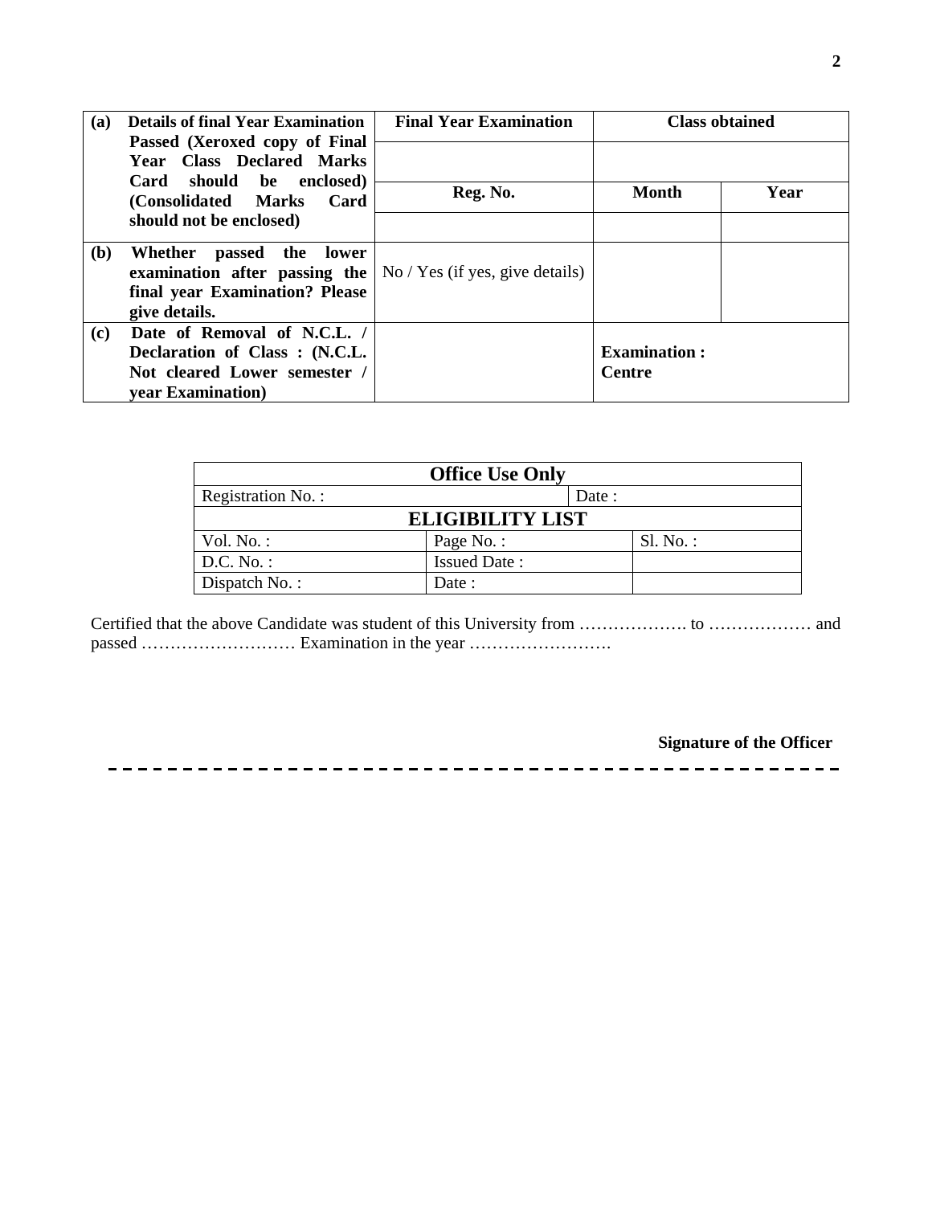| | | | | |
|---|---|---|---|---|
| **(a)** | **Details of final Year Examination Passed (Xeroxed copy of Final Year Class Declared Marks Card should be enclosed) (Consolidated Marks Card should not be enclosed)** | **Final Year Examination** | **Class obtained** | |
| | | | | |
| | | **Reg. No.** | **Month** | **Year** |
| | | | | |
| **(b)** | **Whether passed the lower examination after passing the final year Examination? Please give details.** | No / Yes (if yes, give details) | | |
| **(c)** | **Date of Removal of N.C.L. / Declaration of Class : (N.C.L. Not cleared Lower semester / year Examination)** | | **Examination : Centre** | |

| **Office Use Only** | | |
|---|---|---|
| Registration No. : | Date : | |
| **ELIGIBILITY LIST** | | |
| Vol. No. : | Page No. : | Sl. No. : |
| D.C. No. : | Issued Date : | |
| Dispatch No. : | Date : | |

Certified that the above Candidate was student of this University from ………………. to ……………… and passed ……………………… Examination in the year …………………….

**Signature of the Officer**

---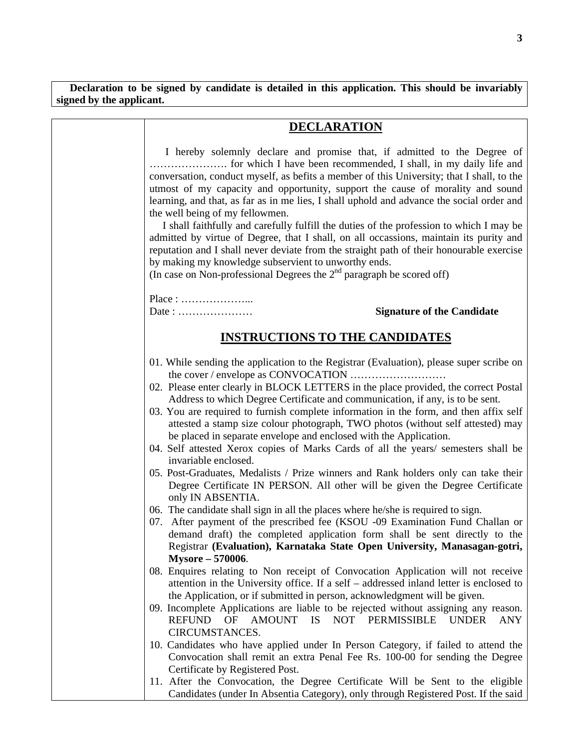**Declaration to be signed by candidate is detailed in this application. This should be invariably signed by the applicant.**

## DECLARATION

I hereby solemnly declare and promise that, if admitted to the Degree of …………………. for which I have been recommended, I shall, in my daily life and conversation, conduct myself, as befits a member of this University; that I shall, to the utmost of my capacity and opportunity, support the cause of morality and sound learning, and that, as far as in me lies, I shall uphold and advance the social order and the well being of my fellowmen.

I shall faithfully and carefully fulfill the duties of the profession to which I may be admitted by virtue of Degree, that I shall, on all occassions, maintain its purity and reputation and I shall never deviate from the straight path of their honourable exercise by making my knowledge subservient to unworthy ends.

(In case on Non-professional Degrees the 2nd paragraph be scored off)

Place : ………………...

Date : …………………    **Signature of the Candidate**

## INSTRUCTIONS TO THE CANDIDATES

01. While sending the application to the Registrar (Evaluation), please super scribe on the cover / envelope as CONVOCATION ………………………
02. Please enter clearly in BLOCK LETTERS in the place provided, the correct Postal Address to which Degree Certificate and communication, if any, is to be sent.
03. You are required to furnish complete information in the form, and then affix self attested a stamp size colour photograph, TWO photos (without self attested) may be placed in separate envelope and enclosed with the Application.
04. Self attested Xerox copies of Marks Cards of all the years/ semesters shall be invariable enclosed.
05. Post-Graduates, Medalists / Prize winners and Rank holders only can take their Degree Certificate IN PERSON. All other will be given the Degree Certificate only IN ABSENTIA.
06. The candidate shall sign in all the places where he/she is required to sign.
07. After payment of the prescribed fee (KSOU -09 Examination Fund Challan or demand draft) the completed application form shall be sent directly to the Registrar **(Evaluation), Karnataka State Open University, Manasagan-gotri, Mysore – 570006**.
08. Enquires relating to Non receipt of Convocation Application will not receive attention in the University office. If a self – addressed inland letter is enclosed to the Application, or if submitted in person, acknowledgment will be given.
09. Incomplete Applications are liable to be rejected without assigning any reason. REFUND OF AMOUNT IS NOT PERMISSIBLE UNDER ANY CIRCUMSTANCES.
10. Candidates who have applied under In Person Category, if failed to attend the Convocation shall remit an extra Penal Fee Rs. 100-00 for sending the Degree Certificate by Registered Post.
11. After the Convocation, the Degree Certificate Will be Sent to the eligible Candidates (under In Absentia Category), only through Registered Post. If the said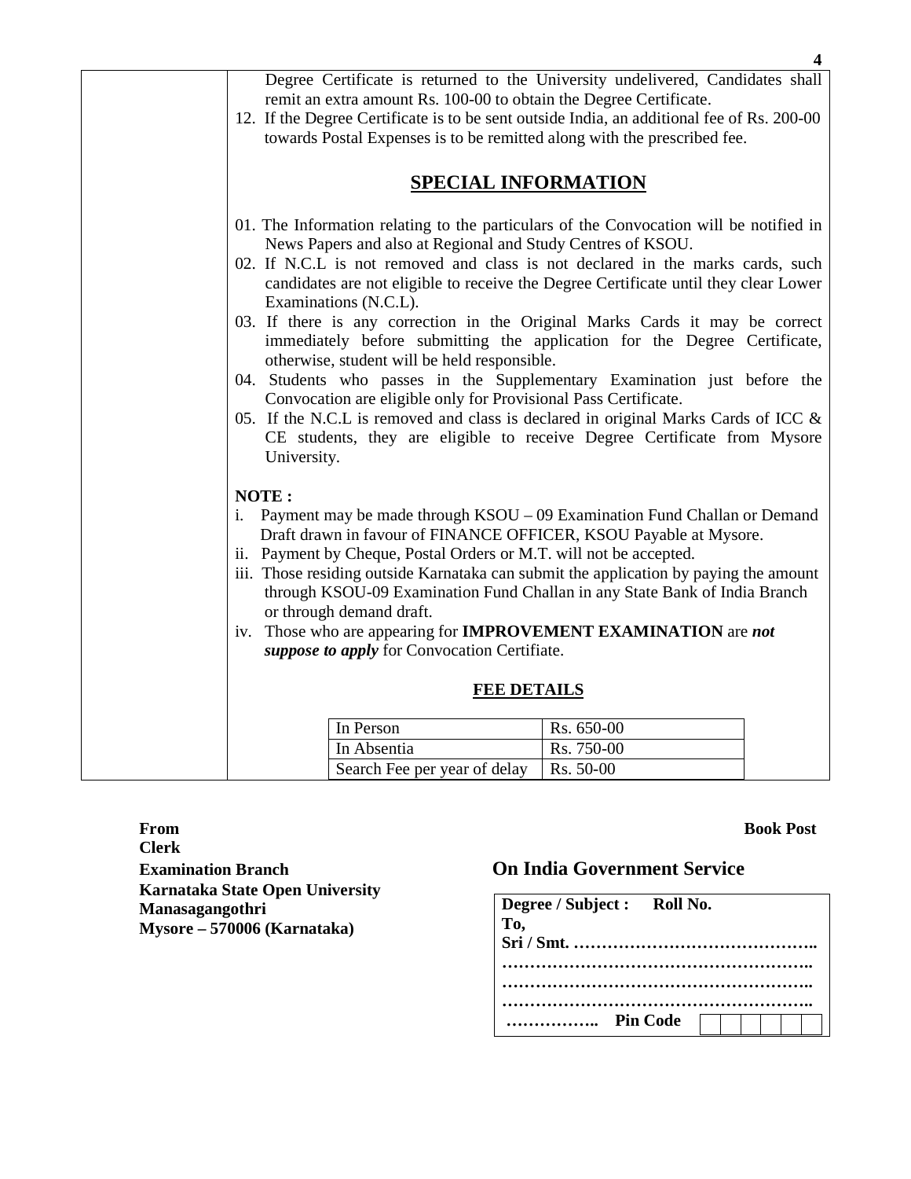Degree Certificate is returned to the University undelivered, Candidates shall remit an extra amount Rs. 100-00 to obtain the Degree Certificate.

12. If the Degree Certificate is to be sent outside India, an additional fee of Rs. 200-00 towards Postal Expenses is to be remitted along with the prescribed fee.

## SPECIAL INFORMATION

01. The Information relating to the particulars of the Convocation will be notified in News Papers and also at Regional and Study Centres of KSOU.
02. If N.C.L is not removed and class is not declared in the marks cards, such candidates are not eligible to receive the Degree Certificate until they clear Lower Examinations (N.C.L).
03. If there is any correction in the Original Marks Cards it may be correct immediately before submitting the application for the Degree Certificate, otherwise, student will be held responsible.
04. Students who passes in the Supplementary Examination just before the Convocation are eligible only for Provisional Pass Certificate.
05. If the N.C.L is removed and class is declared in original Marks Cards of ICC & CE students, they are eligible to receive Degree Certificate from Mysore University.

**NOTE :**

i. Payment may be made through KSOU – 09 Examination Fund Challan or Demand Draft drawn in favour of FINANCE OFFICER, KSOU Payable at Mysore.
ii. Payment by Cheque, Postal Orders or M.T. will not be accepted.
iii. Those residing outside Karnataka can submit the application by paying the amount through KSOU-09 Examination Fund Challan in any State Bank of India Branch or through demand draft.
iv. Those who are appearing for **IMPROVEMENT EXAMINATION** are ***not suppose to apply*** for Convocation Certifiate.

### FEE DETAILS

| | |
|---|---|
| In Person | Rs. 650-00 |
| In Absentia | Rs. 750-00 |
| Search Fee per year of delay | Rs. 50-00 |

**From**
**Clerk**
**Examination Branch**
**Karnataka State Open University**
**Manasagangothri**
**Mysore – 570006 (Karnataka)**

**Book Post**

## On India Government Service

**Degree / Subject : Roll No.**
**To,**
**Sri / Smt. ……………………………………..**
**………………………………………………..**
**………………………………………………..**
**………………………………………………..**
**…………….. Pin Code**